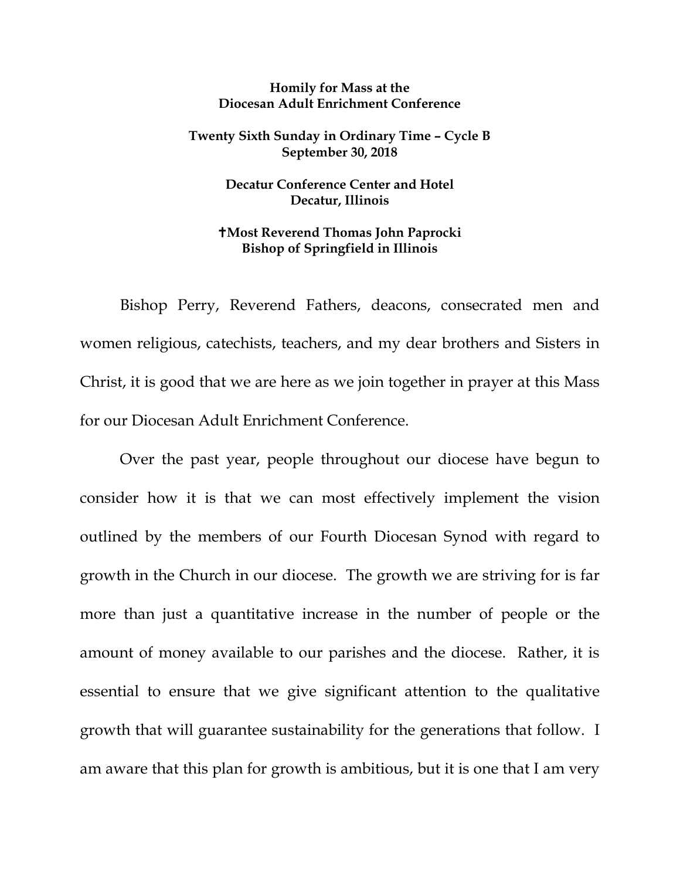**Homily for Mass at the Diocesan Adult Enrichment Conference**

**Twenty Sixth Sunday in Ordinary Time – Cycle B**
**September 30, 2018**

**Decatur Conference Center and Hotel**
**Decatur, Illinois**

**✝Most Reverend Thomas John Paprocki**
**Bishop of Springfield in Illinois**

Bishop Perry, Reverend Fathers, deacons, consecrated men and women religious, catechists, teachers, and my dear brothers and Sisters in Christ, it is good that we are here as we join together in prayer at this Mass for our Diocesan Adult Enrichment Conference.

Over the past year, people throughout our diocese have begun to consider how it is that we can most effectively implement the vision outlined by the members of our Fourth Diocesan Synod with regard to growth in the Church in our diocese. The growth we are striving for is far more than just a quantitative increase in the number of people or the amount of money available to our parishes and the diocese. Rather, it is essential to ensure that we give significant attention to the qualitative growth that will guarantee sustainability for the generations that follow. I am aware that this plan for growth is ambitious, but it is one that I am very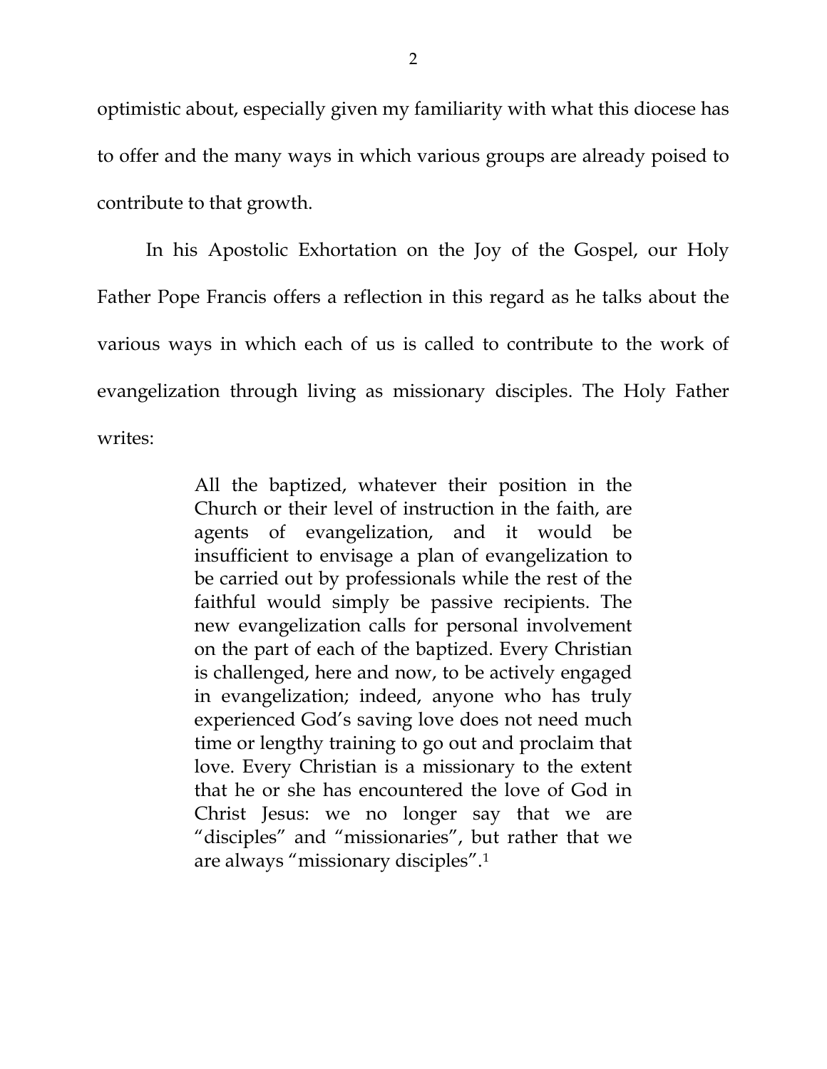optimistic about, especially given my familiarity with what this diocese has to offer and the many ways in which various groups are already poised to contribute to that growth.

In his Apostolic Exhortation on the Joy of the Gospel, our Holy Father Pope Francis offers a reflection in this regard as he talks about the various ways in which each of us is called to contribute to the work of evangelization through living as missionary disciples. The Holy Father writes:

> All the baptized, whatever their position in the Church or their level of instruction in the faith, are agents of evangelization, and it would be insufficient to envisage a plan of evangelization to be carried out by professionals while the rest of the faithful would simply be passive recipients. The new evangelization calls for personal involvement on the part of each of the baptized. Every Christian is challenged, here and now, to be actively engaged in evangelization; indeed, anyone who has truly experienced God's saving love does not need much time or lengthy training to go out and proclaim that love. Every Christian is a missionary to the extent that he or she has encountered the love of God in Christ Jesus: we no longer say that we are "disciples" and "missionaries", but rather that we are always "missionary disciples".[1]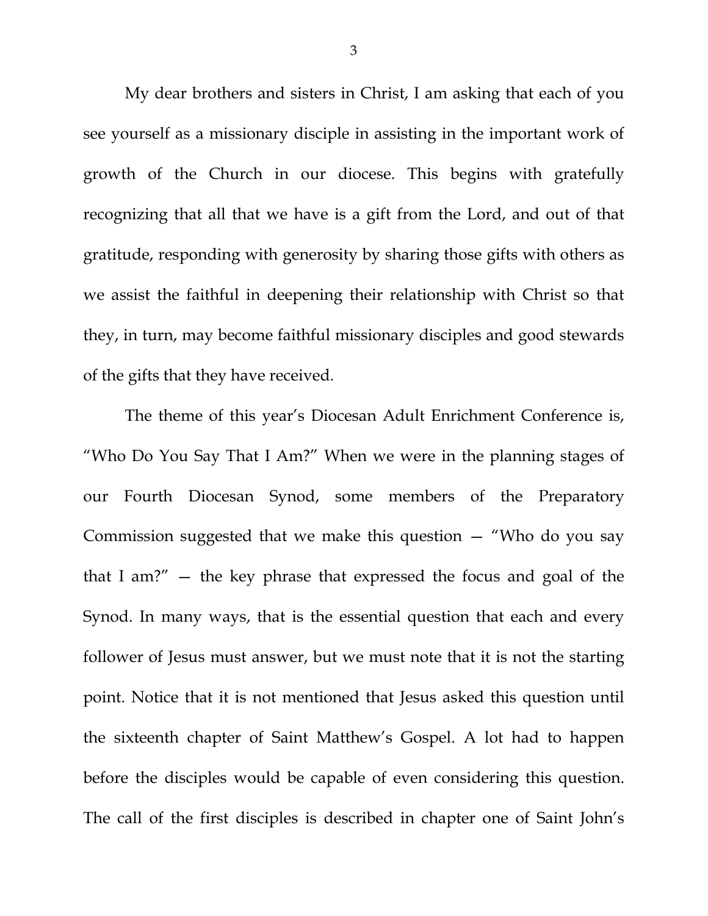My dear brothers and sisters in Christ, I am asking that each of you see yourself as a missionary disciple in assisting in the important work of growth of the Church in our diocese. This begins with gratefully recognizing that all that we have is a gift from the Lord, and out of that gratitude, responding with generosity by sharing those gifts with others as we assist the faithful in deepening their relationship with Christ so that they, in turn, may become faithful missionary disciples and good stewards of the gifts that they have received.

The theme of this year's Diocesan Adult Enrichment Conference is, "Who Do You Say That I Am?" When we were in the planning stages of our Fourth Diocesan Synod, some members of the Preparatory Commission suggested that we make this question — "Who do you say that I am?" — the key phrase that expressed the focus and goal of the Synod. In many ways, that is the essential question that each and every follower of Jesus must answer, but we must note that it is not the starting point. Notice that it is not mentioned that Jesus asked this question until the sixteenth chapter of Saint Matthew's Gospel. A lot had to happen before the disciples would be capable of even considering this question. The call of the first disciples is described in chapter one of Saint John's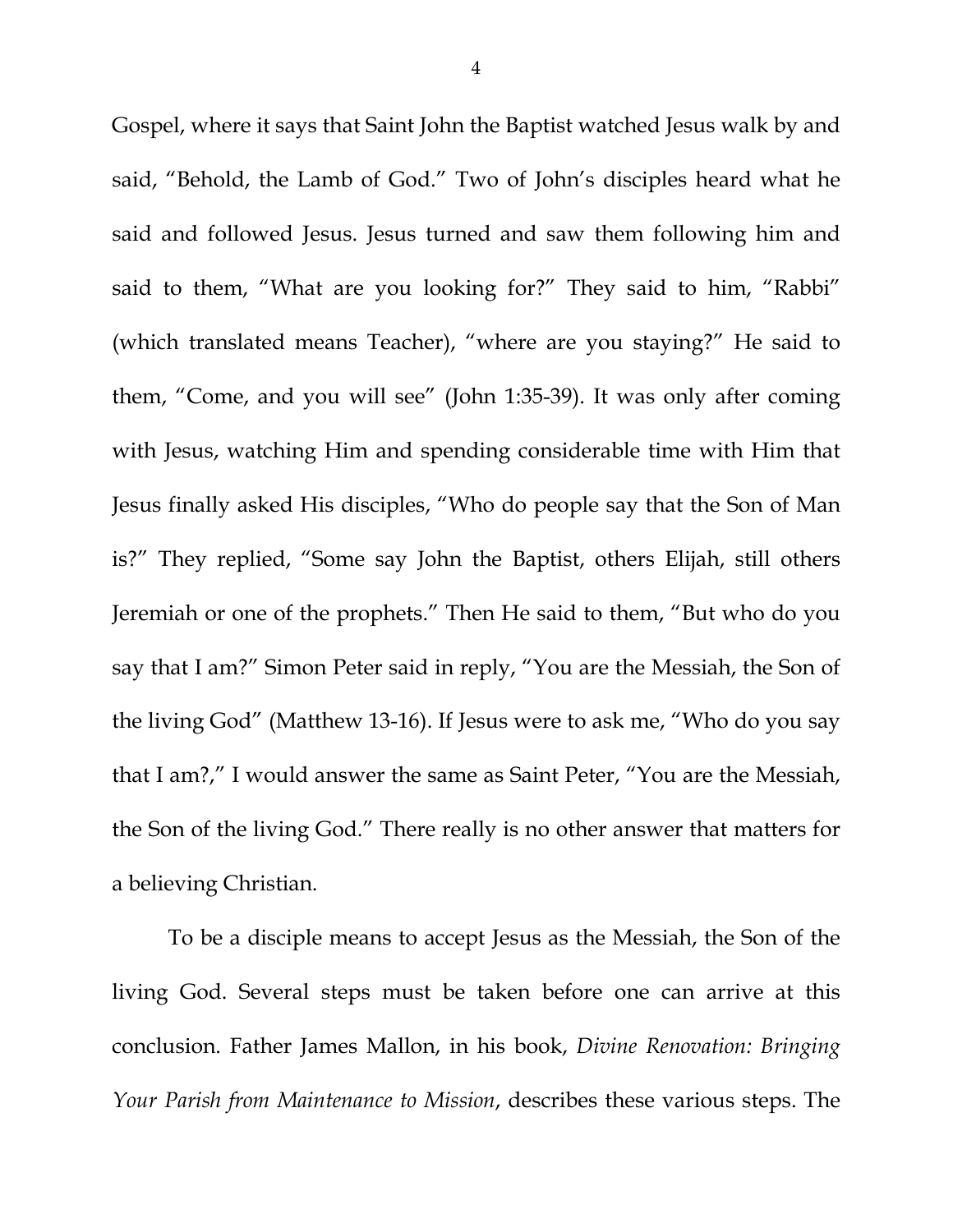Gospel, where it says that Saint John the Baptist watched Jesus walk by and said, "Behold, the Lamb of God." Two of John's disciples heard what he said and followed Jesus. Jesus turned and saw them following him and said to them, "What are you looking for?" They said to him, "Rabbi" (which translated means Teacher), "where are you staying?" He said to them, "Come, and you will see" (John 1:35-39). It was only after coming with Jesus, watching Him and spending considerable time with Him that Jesus finally asked His disciples, "Who do people say that the Son of Man is?" They replied, "Some say John the Baptist, others Elijah, still others Jeremiah or one of the prophets." Then He said to them, "But who do you say that I am?" Simon Peter said in reply, "You are the Messiah, the Son of the living God" (Matthew 13-16). If Jesus were to ask me, "Who do you say that I am?," I would answer the same as Saint Peter, "You are the Messiah, the Son of the living God." There really is no other answer that matters for a believing Christian.

To be a disciple means to accept Jesus as the Messiah, the Son of the living God. Several steps must be taken before one can arrive at this conclusion. Father James Mallon, in his book, *Divine Renovation: Bringing Your Parish from Maintenance to Mission*, describes these various steps. The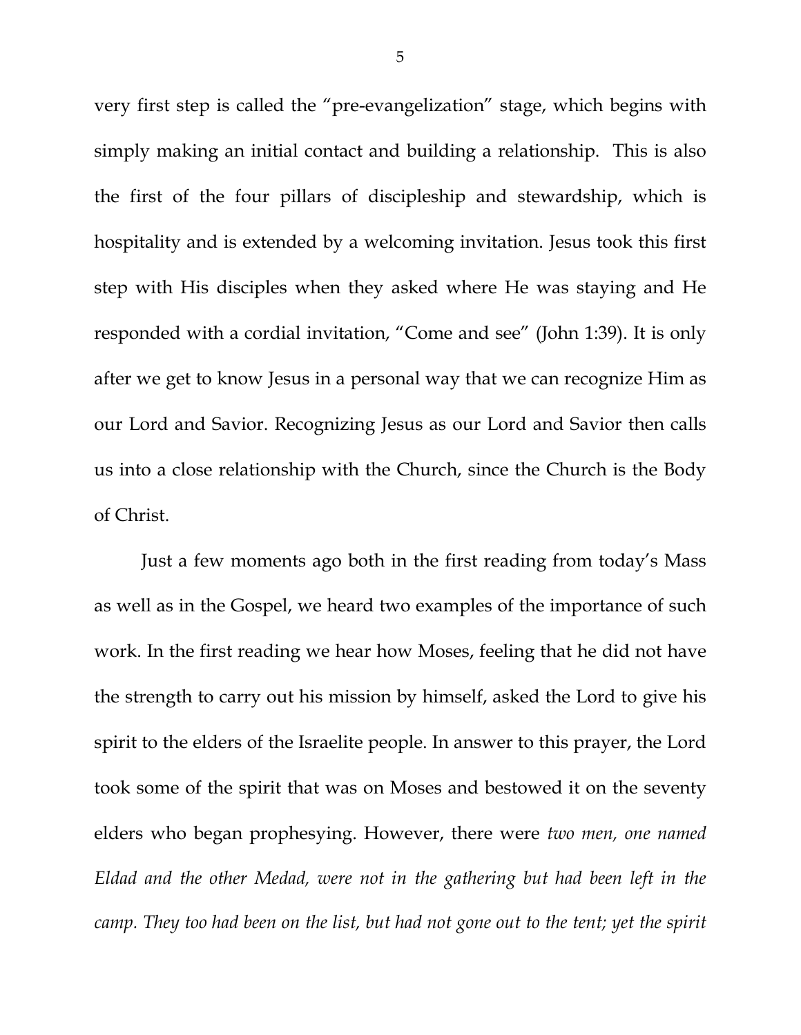very first step is called the "pre-evangelization" stage, which begins with simply making an initial contact and building a relationship. This is also the first of the four pillars of discipleship and stewardship, which is hospitality and is extended by a welcoming invitation. Jesus took this first step with His disciples when they asked where He was staying and He responded with a cordial invitation, "Come and see" (John 1:39). It is only after we get to know Jesus in a personal way that we can recognize Him as our Lord and Savior. Recognizing Jesus as our Lord and Savior then calls us into a close relationship with the Church, since the Church is the Body of Christ.

Just a few moments ago both in the first reading from today's Mass as well as in the Gospel, we heard two examples of the importance of such work. In the first reading we hear how Moses, feeling that he did not have the strength to carry out his mission by himself, asked the Lord to give his spirit to the elders of the Israelite people. In answer to this prayer, the Lord took some of the spirit that was on Moses and bestowed it on the seventy elders who began prophesying. However, there were *two men, one named Eldad and the other Medad, were not in the gathering but had been left in the camp. They too had been on the list, but had not gone out to the tent; yet the spirit*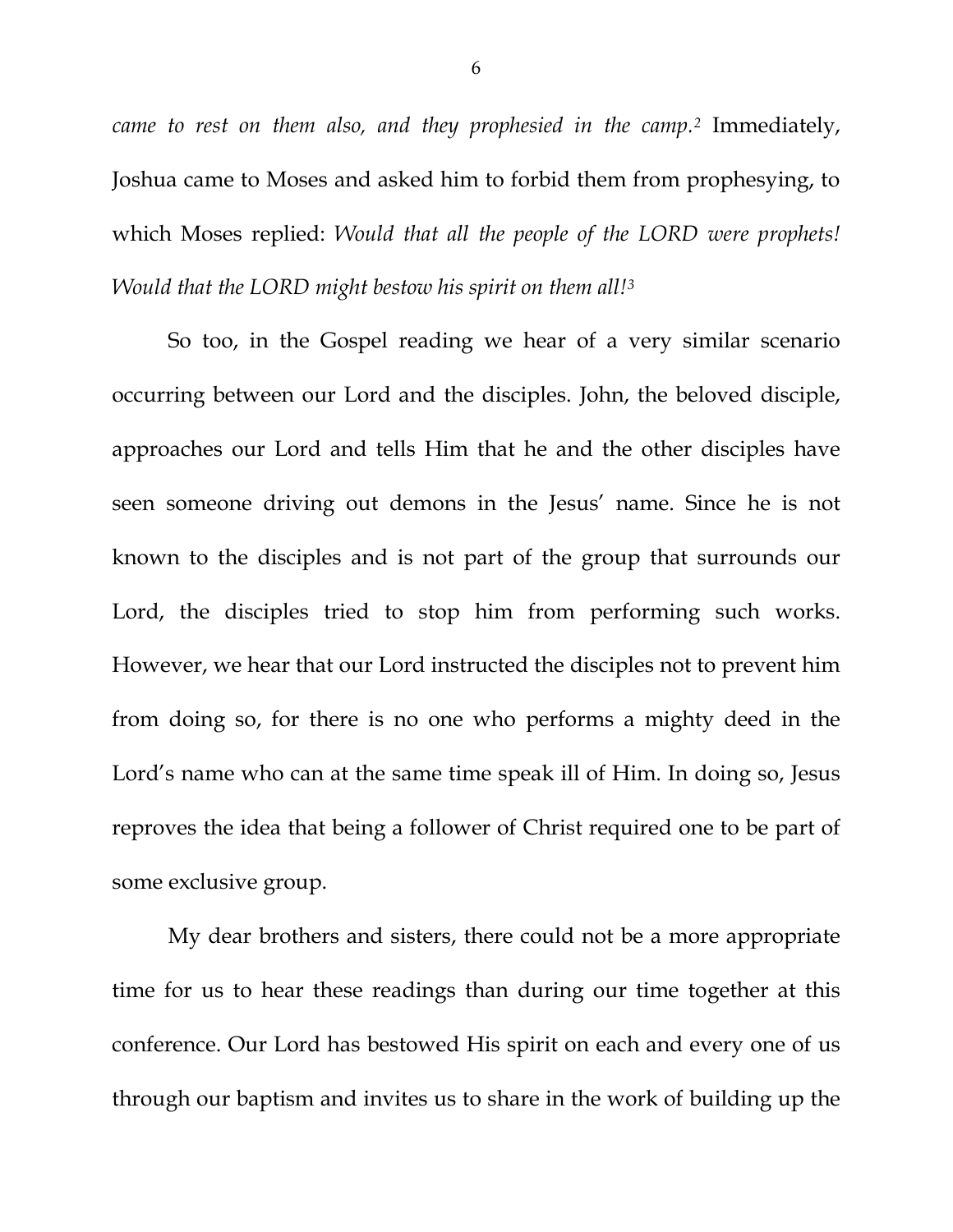*came to rest on them also, and they prophesied in the camp.*[2] Immediately, Joshua came to Moses and asked him to forbid them from prophesying, to which Moses replied: *Would that all the people of the LORD were prophets! Would that the LORD might bestow his spirit on them all!*[3]

So too, in the Gospel reading we hear of a very similar scenario occurring between our Lord and the disciples. John, the beloved disciple, approaches our Lord and tells Him that he and the other disciples have seen someone driving out demons in the Jesus' name. Since he is not known to the disciples and is not part of the group that surrounds our Lord, the disciples tried to stop him from performing such works. However, we hear that our Lord instructed the disciples not to prevent him from doing so, for there is no one who performs a mighty deed in the Lord's name who can at the same time speak ill of Him. In doing so, Jesus reproves the idea that being a follower of Christ required one to be part of some exclusive group.

My dear brothers and sisters, there could not be a more appropriate time for us to hear these readings than during our time together at this conference. Our Lord has bestowed His spirit on each and every one of us through our baptism and invites us to share in the work of building up the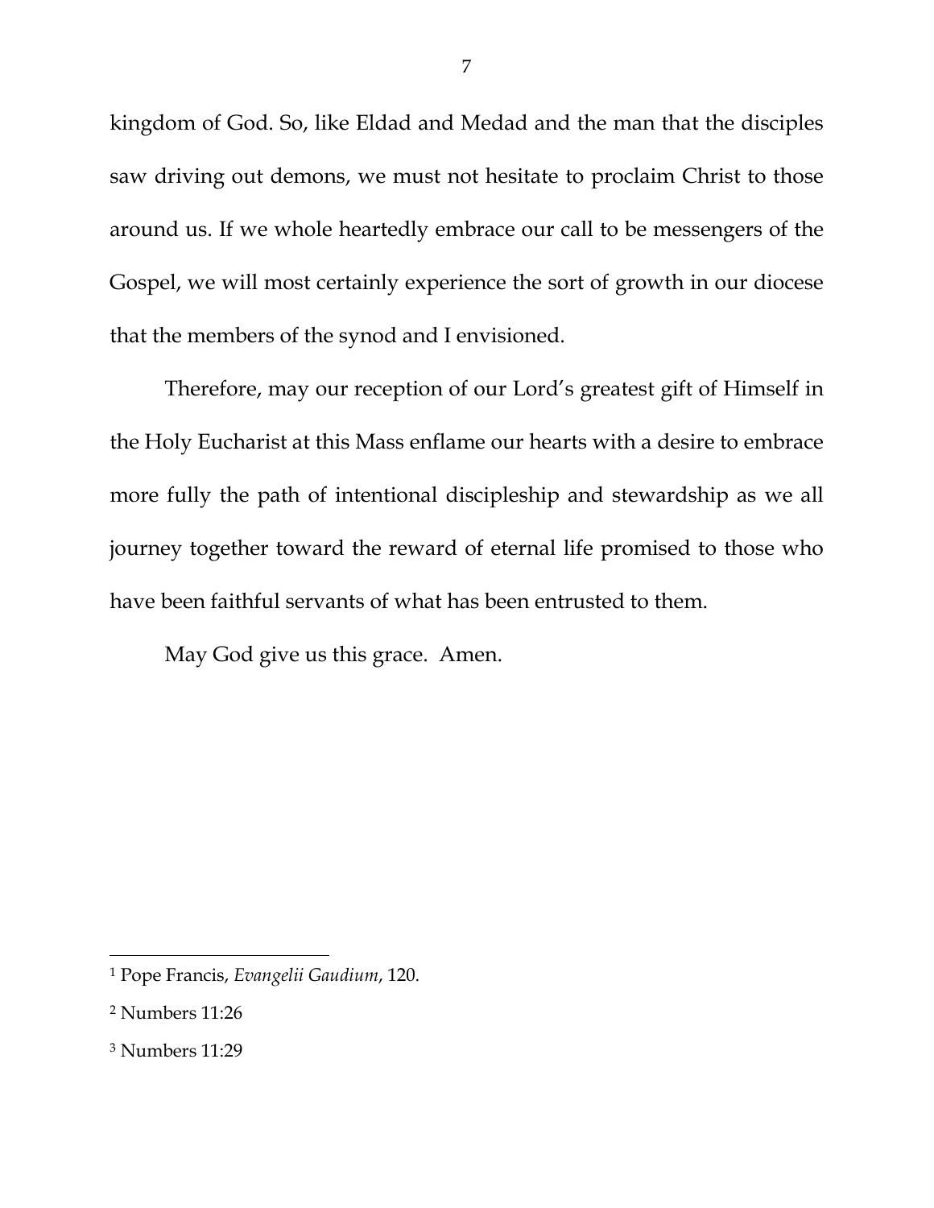kingdom of God. So, like Eldad and Medad and the man that the disciples saw driving out demons, we must not hesitate to proclaim Christ to those around us. If we whole heartedly embrace our call to be messengers of the Gospel, we will most certainly experience the sort of growth in our diocese that the members of the synod and I envisioned.

Therefore, may our reception of our Lord's greatest gift of Himself in the Holy Eucharist at this Mass enflame our hearts with a desire to embrace more fully the path of intentional discipleship and stewardship as we all journey together toward the reward of eternal life promised to those who have been faithful servants of what has been entrusted to them.

May God give us this grace. Amen.

---

[1] Pope Francis, *Evangelii Gaudium*, 120.

[2] Numbers 11:26

[3] Numbers 11:29